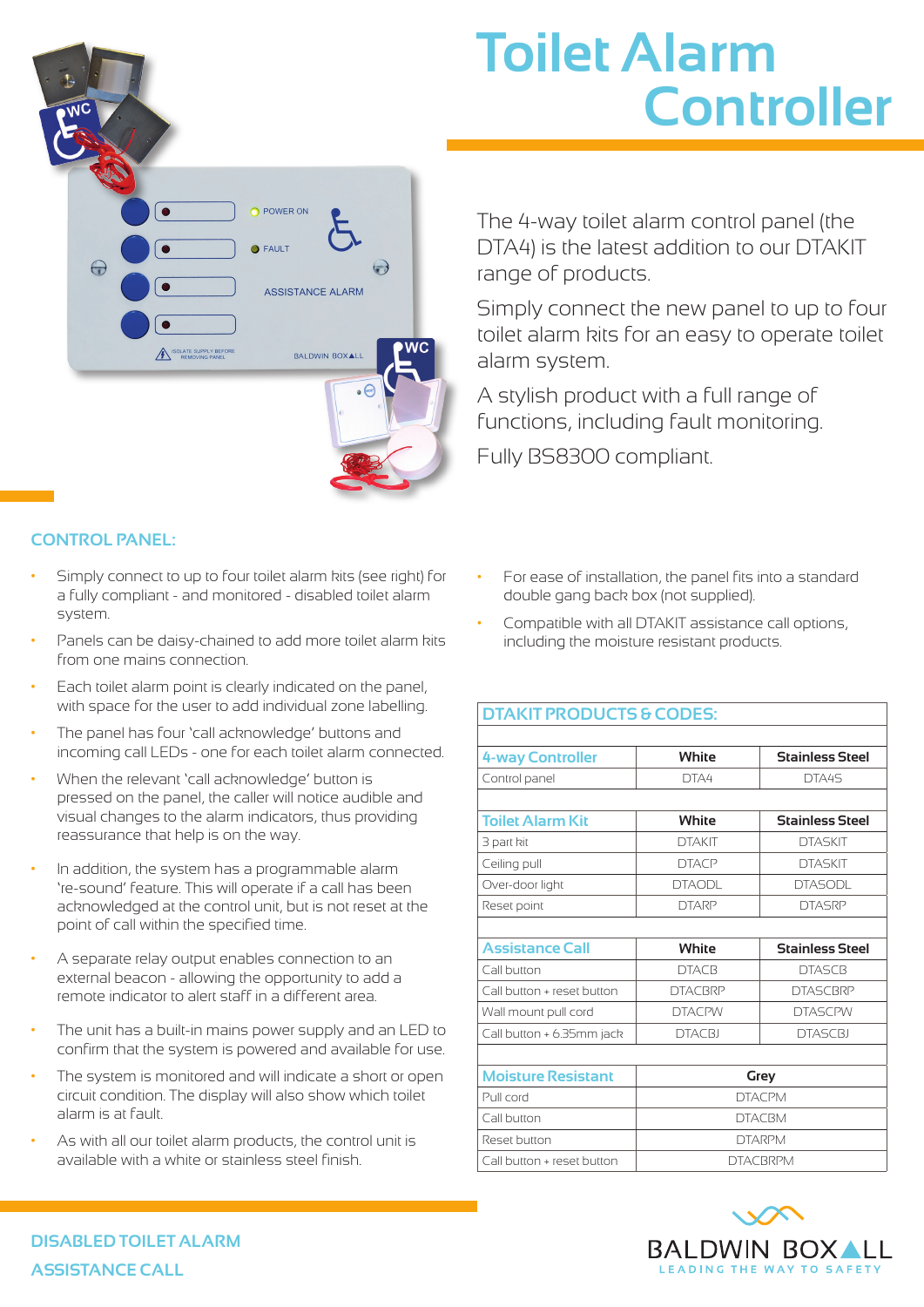# Toilet Alarm Controller

The 4-way toilet alarm control panel (the DTA4) is the latest addition to our DTAKIT range of products.

Simply connect the new panel to up to four toilet alarm kits for an easy to operate toilet alarm system.

A stylish product with a full range of functions, including fault monitoring.

Fully BS8300 compliant.

## CONTROL PANEL:

- Simply connect to up to four toilet alarm kits (see right) for a fully compliant - and monitored - disabled toilet alarm system.
- Panels can be daisy-chained to add more toilet alarm kits from one mains connection.
- Each toilet alarm point is clearly indicated on the panel, with space for the user to add individual zone labelling.
- The panel has four 'call acknowledge' buttons and incoming call LEDs - one for each toilet alarm connected.
- When the relevant 'call acknowledge' button is pressed on the panel, the caller will notice audible and visual changes to the alarm indicators, thus providing reassurance that help is on the way.
- In addition, the system has a programmable alarm 're-sound' feature. This will operate if a call has been acknowledged at the control unit, but is not reset at the point of call within the specified time.
- A separate relay output enables connection to an external beacon - allowing the opportunity to add a remote indicator to alert staff in a different area.
- The unit has a built-in mains power supply and an LED to confirm that the system is powered and available for use.
- The system is monitored and will indicate a short or open circuit condition. The display will also show which toilet alarm is at fault.
- As with all our toilet alarm products, the control unit is available with a white or stainless steel finish.
- For ease of installation, the panel fits into a standard double gang back box (not supplied).
- Compatible with all DTAKIT assistance call options, including the moisture resistant products.

## DTAKIT PRODUCTS & CODES:

| 4-way Controller | White | Stainless Steel |
|---|---|---|
| Control panel | DTA4 | DTA4S |
| | | |
| **Toilet Alarm Kit** | **White** | **Stainless Steel** |
| 3 part kit | DTAKIT | DTASKIT |
| Ceiling pull | DTACP | DTASKIT |
| Over-door light | DTAODL | DTASODL |
| Reset point | DTARP | DTASRP |
| | | |
| **Assistance Call** | **White** | **Stainless Steel** |
| Call button | DTACB | DTASCB |
| Call button + reset button | DTACBRP | DTASCBRP |
| Wall mount pull cord | DTACPW | DTASCPW |
| Call button + 6.35mm jack | DTACBJ | DTASCBJ |
| | | |
| **Moisture Resistant** | **Grey** | |
| Pull cord | DTACPM | |
| Call button | DTACBM | |
| Reset button | DTARPM | |
| Call button + reset button | DTACBRPM | |

DISABLED TOILET ALARM

ASSISTANCE CALL

BALDWIN BOXALL

LEADING THE WAY TO SAFETY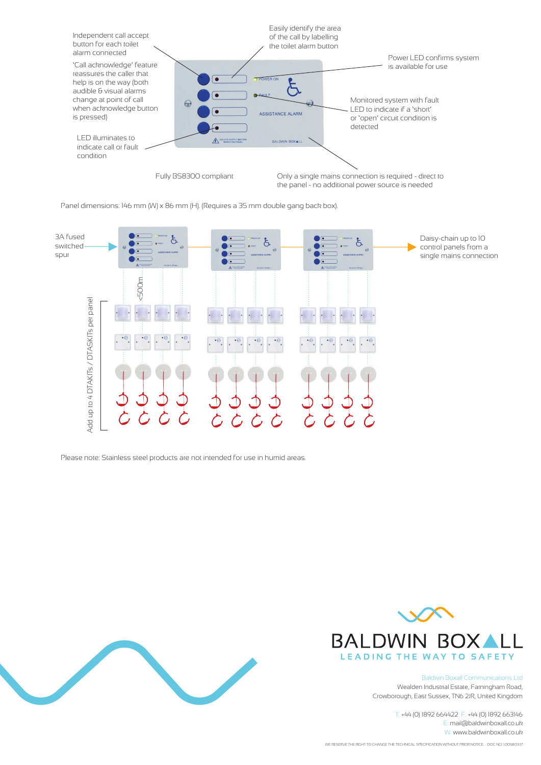Independent call accept button for each toilet alarm connected

'Call acknowledge' feature reassures the caller that help is on the way (both audible & visual alarms change at point of call when acknowledge button is pressed)

LED illuminates to indicate call or fault condition

Easily identify the area of the call by labelling the toilet alarm button

Power LED confirms system is available for use

Monitored system with fault LED to indicate if a 'short' or 'open' circuit condition is detected

Fully BS8300 compliant

Only a single mains connection is required - direct to the panel - no additional power source is needed

Panel dimensions: 146 mm (W) x 86 mm (H). (Requires a 35 mm double gang back box).

3A fused switched spur

<500m

Add up to 4 DTAKITs / DTASKITs per panel

Daisy-chain up to 10 control panels from a single mains connection

Please note: Stainless steel products are not intended for use in humid areas.

BALDWIN BOXALL

LEADING THE WAY TO SAFETY

Baldwin Boxall Communications Ltd
Wealden Industrial Estate, Farningham Road,
Crowborough, East Sussex, TN6 2JR, United Kingdom

T: +44 (0) 1892 664422 F: +44 (0) 1892 663146
E: mail@baldwinboxall.co.uk
W: www.baldwinboxall.co.uk

WE RESERVE THE RIGHT TO CHANGE THE TECHNICAL SPECIFICATION WITHOUT PRIOR NOTICE. DOC NO: 1.005.803.17